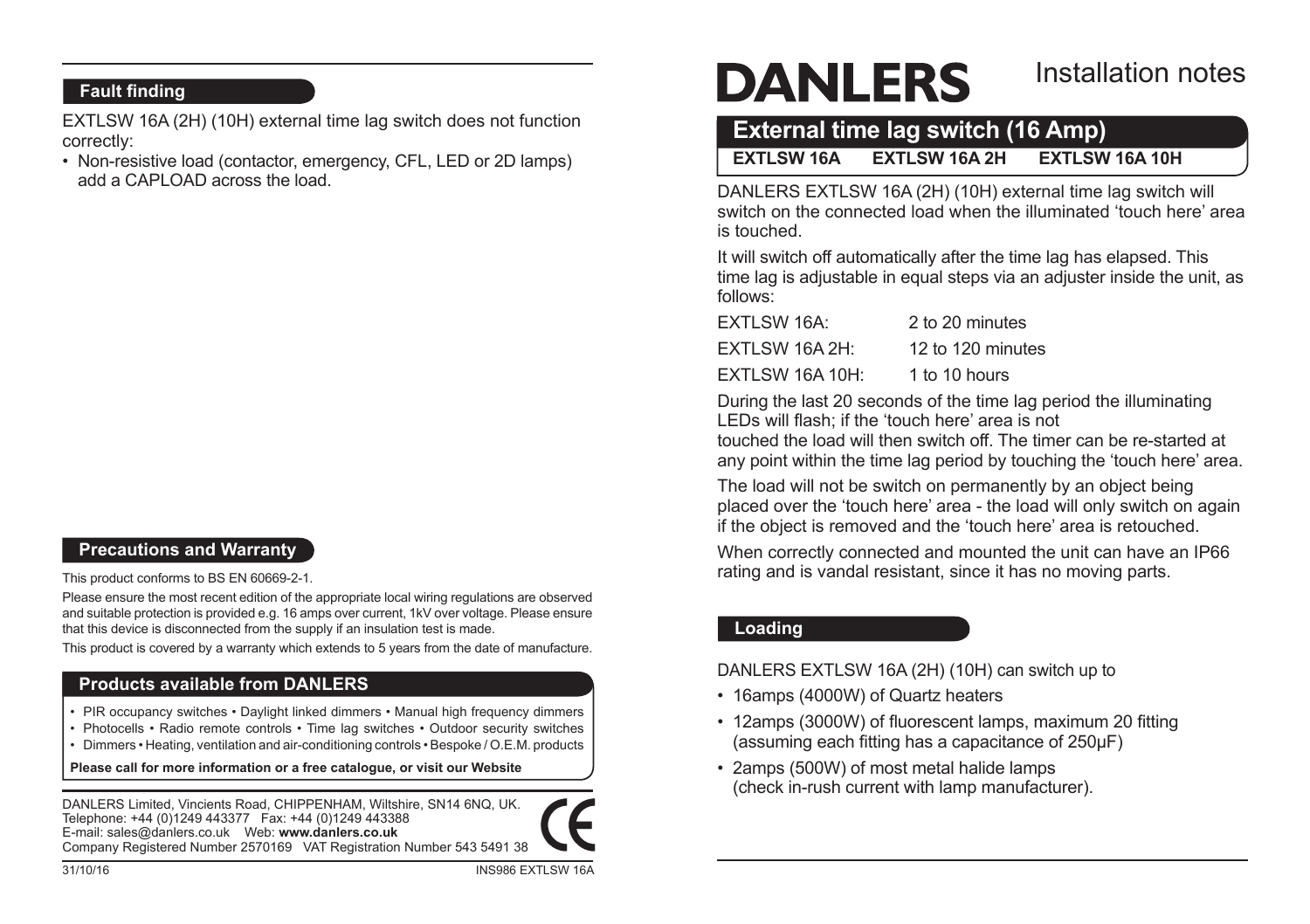# DANLERS Installation notes

## External time lag switch (16 Amp)

**EXTLSW 16A    EXTLSW 16A 2H    EXTLSW 16A 10H**

DANLERS EXTLSW 16A (2H) (10H) external time lag switch will switch on the connected load when the illuminated 'touch here' area is touched.

It will switch off automatically after the time lag has elapsed. This time lag is adjustable in equal steps via an adjuster inside the unit, as follows:

| | |
|---|---|
| EXTLSW 16A: | 2 to 20 minutes |
| EXTLSW 16A 2H: | 12 to 120 minutes |
| EXTLSW 16A 10H: | 1 to 10 hours |

During the last 20 seconds of the time lag period the illuminating LEDs will flash; if the 'touch here' area is not touched the load will then switch off. The timer can be re-started at any point within the time lag period by touching the 'touch here' area.

The load will not be switch on permanently by an object being placed over the 'touch here' area - the load will only switch on again if the object is removed and the 'touch here' area is retouched.

When correctly connected and mounted the unit can have an IP66 rating and is vandal resistant, since it has no moving parts.

### Loading

DANLERS EXTLSW 16A (2H) (10H) can switch up to

- 16amps (4000W) of Quartz heaters
- 12amps (3000W) of fluorescent lamps, maximum 20 fitting (assuming each fitting has a capacitance of 250μF)
- 2amps (500W) of most metal halide lamps (check in-rush current with lamp manufacturer).

### Fault finding

EXTLSW 16A (2H) (10H) external time lag switch does not function correctly:

- Non-resistive load (contactor, emergency, CFL, LED or 2D lamps) add a CAPLOAD across the load.

### Precautions and Warranty

This product conforms to BS EN 60669-2-1.

Please ensure the most recent edition of the appropriate local wiring regulations are observed and suitable protection is provided e.g. 16 amps over current, 1kV over voltage. Please ensure that this device is disconnected from the supply if an insulation test is made.

This product is covered by a warranty which extends to 5 years from the date of manufacture.

### Products available from DANLERS

- PIR occupancy switches • Daylight linked dimmers • Manual high frequency dimmers
- Photocells • Radio remote controls • Time lag switches • Outdoor security switches
- Dimmers • Heating, ventilation and air-conditioning controls • Bespoke / O.E.M. products

**Please call for more information or a free catalogue, or visit our Website**

DANLERS Limited, Vincients Road, CHIPPENHAM, Wiltshire, SN14 6NQ, UK.
Telephone: +44 (0)1249 443377 Fax: +44 (0)1249 443388
E-mail: sales@danlers.co.uk Web: **www.danlers.co.uk**
Company Registered Number 2570169 VAT Registration Number 543 5491 38

CE

31/10/16    INS986 EXTLSW 16A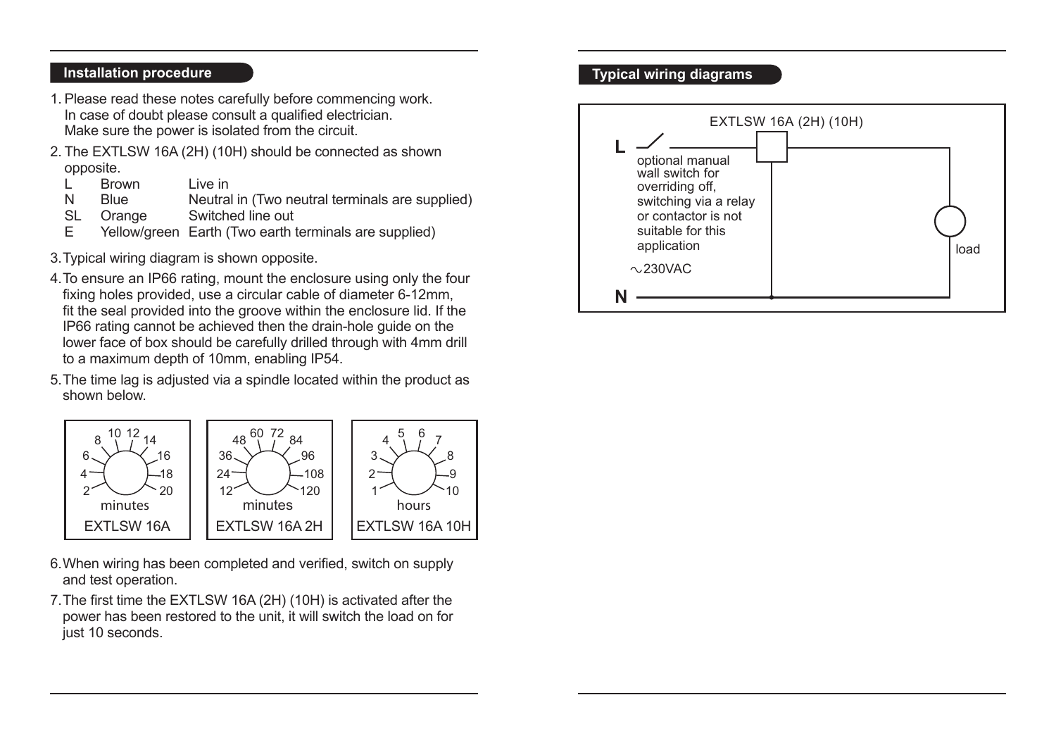## Installation procedure

1. Please read these notes carefully before commencing work. In case of doubt please consult a qualified electrician. Make sure the power is isolated from the circuit.
2. The EXTLSW 16A (2H) (10H) should be connected as shown opposite.

| | | |
|---|---|---|
| L | Brown | Live in |
| N | Blue | Neutral in (Two neutral terminals are supplied) |
| SL | Orange | Switched line out |
| E | Yellow/green | Earth (Two earth terminals are supplied) |

3. Typical wiring diagram is shown opposite.
4. To ensure an IP66 rating, mount the enclosure using only the four fixing holes provided, use a circular cable of diameter 6-12mm, fit the seal provided into the groove within the enclosure lid. If the IP66 rating cannot be achieved then the drain-hole guide on the lower face of box should be carefully drilled through with 4mm drill to a maximum depth of 10mm, enabling IP54.
5. The time lag is adjusted via a spindle located within the product as shown below.

2 4 6 8 10 12 14 16 18 20
minutes
EXTLSW 16A

12 24 36 48 60 72 84 96 108 120
minutes
EXTLSW 16A 2H

1 2 3 4 5 6 7 8 9 10
hours
EXTLSW 16A 10H

6. When wiring has been completed and verified, switch on supply and test operation.
7. The first time the EXTLSW 16A (2H) (10H) is activated after the power has been restored to the unit, it will switch the load on for just 10 seconds.

## Typical wiring diagrams

EXTLSW 16A (2H) (10H)

L

optional manual wall switch for overriding off, switching via a relay or contactor is not suitable for this application

~230VAC

N

load